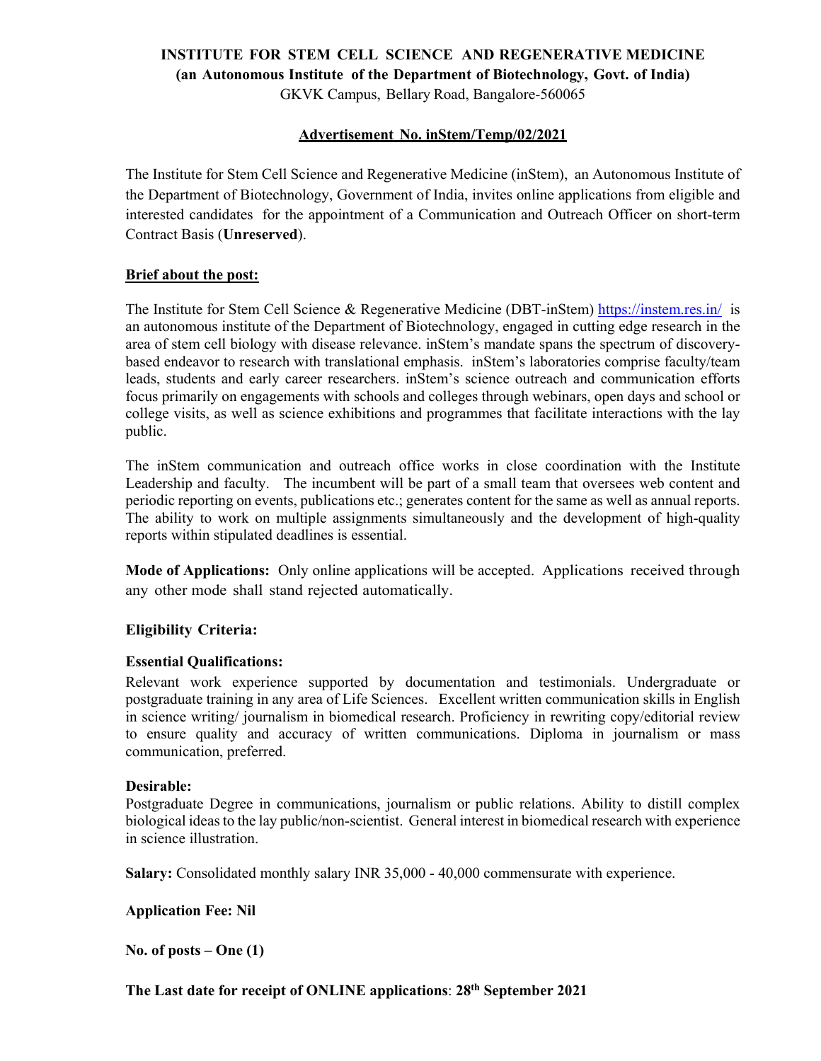# INSTITUTE FOR STEM CELL SCIENCE AND REGENERATIVE MEDICINE

**(an Autonomous Institute of the Department of Biotechnology, Govt. of India)**

GKVK Campus, Bellary Road, Bangalore-560065

**Advertisement No. inStem/Temp/02/2021**

The Institute for Stem Cell Science and Regenerative Medicine (inStem), an Autonomous Institute of the Department of Biotechnology, Government of India, invites online applications from eligible and interested candidates for the appointment of a Communication and Outreach Officer on short-term Contract Basis (**Unreserved**).

**Brief about the post:**

The Institute for Stem Cell Science & Regenerative Medicine (DBT-inStem) https://instem.res.in/ is an autonomous institute of the Department of Biotechnology, engaged in cutting edge research in the area of stem cell biology with disease relevance. inStem's mandate spans the spectrum of discovery-based endeavor to research with translational emphasis. inStem's laboratories comprise faculty/team leads, students and early career researchers. inStem's science outreach and communication efforts focus primarily on engagements with schools and colleges through webinars, open days and school or college visits, as well as science exhibitions and programmes that facilitate interactions with the lay public.

The inStem communication and outreach office works in close coordination with the Institute Leadership and faculty. The incumbent will be part of a small team that oversees web content and periodic reporting on events, publications etc.; generates content for the same as well as annual reports. The ability to work on multiple assignments simultaneously and the development of high-quality reports within stipulated deadlines is essential.

**Mode of Applications:** Only online applications will be accepted. Applications received through any other mode shall stand rejected automatically.

**Eligibility Criteria:**

**Essential Qualifications:**

Relevant work experience supported by documentation and testimonials. Undergraduate or postgraduate training in any area of Life Sciences. Excellent written communication skills in English in science writing/ journalism in biomedical research. Proficiency in rewriting copy/editorial review to ensure quality and accuracy of written communications. Diploma in journalism or mass communication, preferred.

**Desirable:**

Postgraduate Degree in communications, journalism or public relations. Ability to distill complex biological ideas to the lay public/non-scientist. General interest in biomedical research with experience in science illustration.

**Salary:** Consolidated monthly salary INR 35,000 - 40,000 commensurate with experience.

**Application Fee: Nil**

**No. of posts – One (1)**

**The Last date for receipt of ONLINE applications**: **28th September 2021**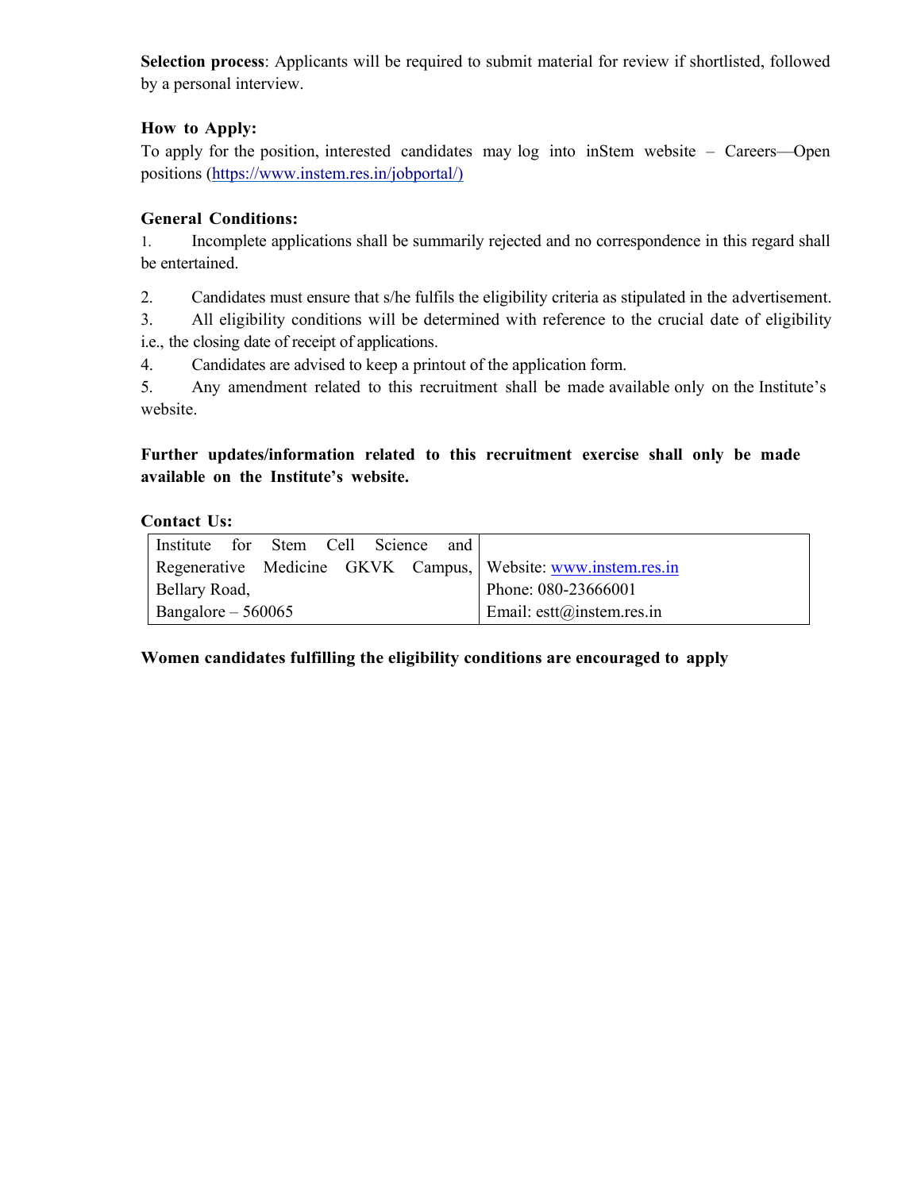**Selection process**: Applicants will be required to submit material for review if shortlisted, followed by a personal interview.

**How to Apply:**

To apply for the position, interested candidates may log into inStem website – Careers—Open positions (https://www.instem.res.in/jobportal/)

**General Conditions:**

1. Incomplete applications shall be summarily rejected and no correspondence in this regard shall be entertained.
2. Candidates must ensure that s/he fulfils the eligibility criteria as stipulated in the advertisement.
3. All eligibility conditions will be determined with reference to the crucial date of eligibility i.e., the closing date of receipt of applications.
4. Candidates are advised to keep a printout of the application form.
5. Any amendment related to this recruitment shall be made available only on the Institute's website.

**Further updates/information related to this recruitment exercise shall only be made available on the Institute's website.**

**Contact Us:**

| | |
|---|---|
| Institute for Stem Cell Science and Regenerative Medicine GKVK Campus, Bellary Road, Bangalore – 560065 | Website: www.instem.res.in<br>Phone: 080-23666001<br>Email: estt@instem.res.in |

**Women candidates fulfilling the eligibility conditions are encouraged to apply**